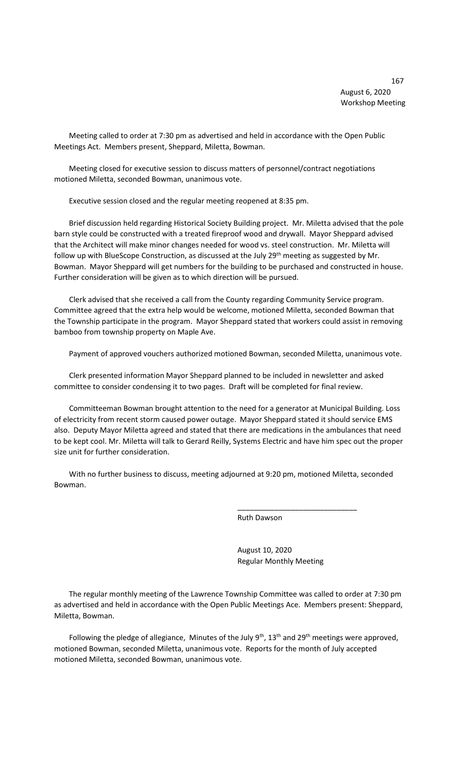August 6, 2020
Workshop Meeting

Meeting called to order at 7:30 pm as advertised and held in accordance with the Open Public Meetings Act. Members present, Sheppard, Miletta, Bowman.

Meeting closed for executive session to discuss matters of personnel/contract negotiations motioned Miletta, seconded Bowman, unanimous vote.

Executive session closed and the regular meeting reopened at 8:35 pm.

Brief discussion held regarding Historical Society Building project. Mr. Miletta advised that the pole barn style could be constructed with a treated fireproof wood and drywall. Mayor Sheppard advised that the Architect will make minor changes needed for wood vs. steel construction. Mr. Miletta will follow up with BlueScope Construction, as discussed at the July 29th meeting as suggested by Mr. Bowman. Mayor Sheppard will get numbers for the building to be purchased and constructed in house. Further consideration will be given as to which direction will be pursued.

Clerk advised that she received a call from the County regarding Community Service program. Committee agreed that the extra help would be welcome, motioned Miletta, seconded Bowman that the Township participate in the program. Mayor Sheppard stated that workers could assist in removing bamboo from township property on Maple Ave.

Payment of approved vouchers authorized motioned Bowman, seconded Miletta, unanimous vote.

Clerk presented information Mayor Sheppard planned to be included in newsletter and asked committee to consider condensing it to two pages. Draft will be completed for final review.

Committeeman Bowman brought attention to the need for a generator at Municipal Building. Loss of electricity from recent storm caused power outage. Mayor Sheppard stated it should service EMS also. Deputy Mayor Miletta agreed and stated that there are medications in the ambulances that need to be kept cool. Mr. Miletta will talk to Gerard Reilly, Systems Electric and have him spec out the proper size unit for further consideration.

With no further business to discuss, meeting adjourned at 9:20 pm, motioned Miletta, seconded Bowman.

_____________________________
Ruth Dawson

August 10, 2020
Regular Monthly Meeting

The regular monthly meeting of the Lawrence Township Committee was called to order at 7:30 pm as advertised and held in accordance with the Open Public Meetings Ace. Members present: Sheppard, Miletta, Bowman.

Following the pledge of allegiance, Minutes of the July 9th, 13th and 29th meetings were approved, motioned Bowman, seconded Miletta, unanimous vote. Reports for the month of July accepted motioned Miletta, seconded Bowman, unanimous vote.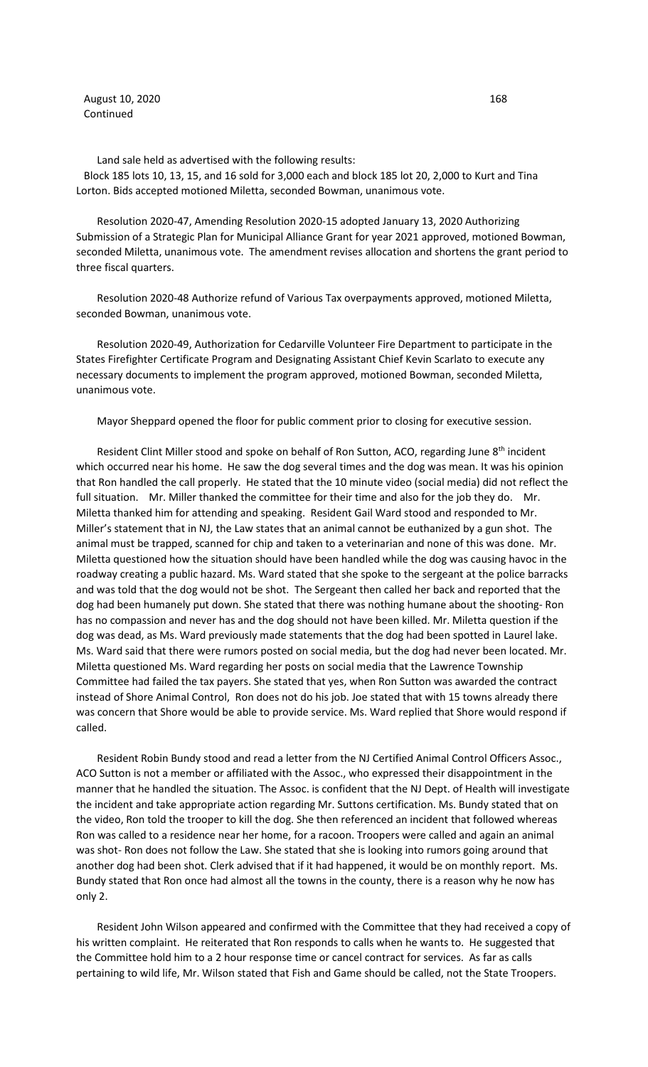Land sale held as advertised with the following results:
Block 185 lots 10, 13, 15, and 16 sold for 3,000 each and block 185 lot 20, 2,000 to Kurt and Tina Lorton. Bids accepted motioned Miletta, seconded Bowman, unanimous vote.

Resolution 2020-47, Amending Resolution 2020-15 adopted January 13, 2020 Authorizing Submission of a Strategic Plan for Municipal Alliance Grant for year 2021 approved, motioned Bowman, seconded Miletta, unanimous vote. The amendment revises allocation and shortens the grant period to three fiscal quarters.

Resolution 2020-48 Authorize refund of Various Tax overpayments approved, motioned Miletta, seconded Bowman, unanimous vote.

Resolution 2020-49, Authorization for Cedarville Volunteer Fire Department to participate in the States Firefighter Certificate Program and Designating Assistant Chief Kevin Scarlato to execute any necessary documents to implement the program approved, motioned Bowman, seconded Miletta, unanimous vote.

Mayor Sheppard opened the floor for public comment prior to closing for executive session.

Resident Clint Miller stood and spoke on behalf of Ron Sutton, ACO, regarding June 8th incident which occurred near his home. He saw the dog several times and the dog was mean. It was his opinion that Ron handled the call properly. He stated that the 10 minute video (social media) did not reflect the full situation. Mr. Miller thanked the committee for their time and also for the job they do. Mr. Miletta thanked him for attending and speaking. Resident Gail Ward stood and responded to Mr. Miller's statement that in NJ, the Law states that an animal cannot be euthanized by a gun shot. The animal must be trapped, scanned for chip and taken to a veterinarian and none of this was done. Mr. Miletta questioned how the situation should have been handled while the dog was causing havoc in the roadway creating a public hazard. Ms. Ward stated that she spoke to the sergeant at the police barracks and was told that the dog would not be shot. The Sergeant then called her back and reported that the dog had been humanely put down. She stated that there was nothing humane about the shooting- Ron has no compassion and never has and the dog should not have been killed. Mr. Miletta question if the dog was dead, as Ms. Ward previously made statements that the dog had been spotted in Laurel lake. Ms. Ward said that there were rumors posted on social media, but the dog had never been located. Mr. Miletta questioned Ms. Ward regarding her posts on social media that the Lawrence Township Committee had failed the tax payers. She stated that yes, when Ron Sutton was awarded the contract instead of Shore Animal Control, Ron does not do his job. Joe stated that with 15 towns already there was concern that Shore would be able to provide service. Ms. Ward replied that Shore would respond if called.

Resident Robin Bundy stood and read a letter from the NJ Certified Animal Control Officers Assoc., ACO Sutton is not a member or affiliated with the Assoc., who expressed their disappointment in the manner that he handled the situation. The Assoc. is confident that the NJ Dept. of Health will investigate the incident and take appropriate action regarding Mr. Suttons certification. Ms. Bundy stated that on the video, Ron told the trooper to kill the dog. She then referenced an incident that followed whereas Ron was called to a residence near her home, for a racoon. Troopers were called and again an animal was shot- Ron does not follow the Law. She stated that she is looking into rumors going around that another dog had been shot. Clerk advised that if it had happened, it would be on monthly report. Ms. Bundy stated that Ron once had almost all the towns in the county, there is a reason why he now has only 2.

Resident John Wilson appeared and confirmed with the Committee that they had received a copy of his written complaint. He reiterated that Ron responds to calls when he wants to. He suggested that the Committee hold him to a 2 hour response time or cancel contract for services. As far as calls pertaining to wild life, Mr. Wilson stated that Fish and Game should be called, not the State Troopers.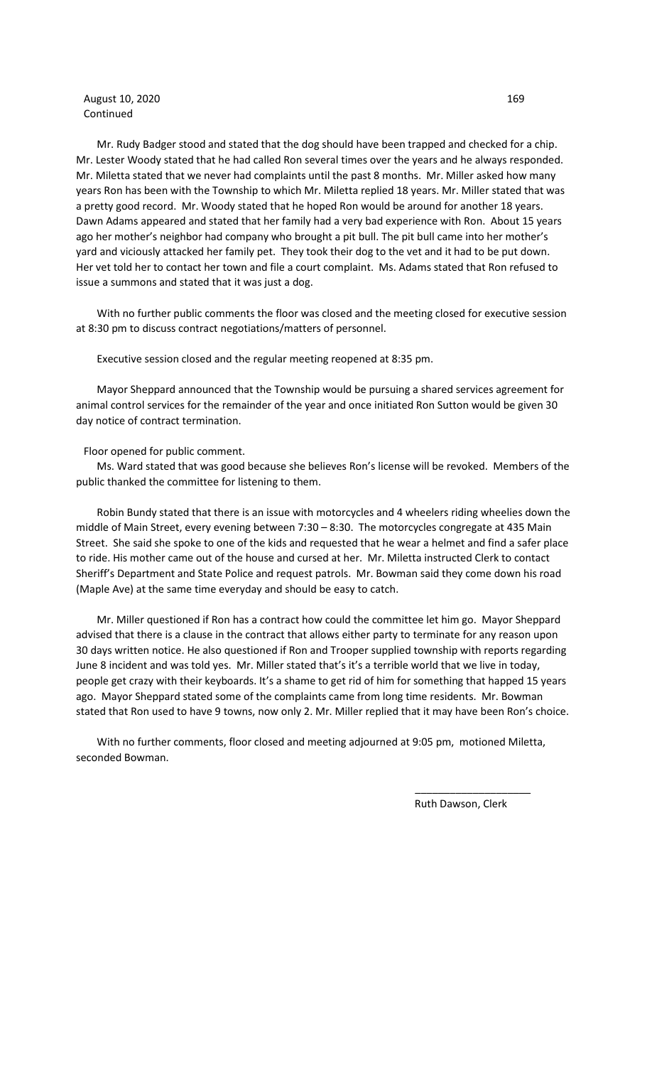August 10, 2020
Continued

Mr. Rudy Badger stood and stated that the dog should have been trapped and checked for a chip. Mr. Lester Woody stated that he had called Ron several times over the years and he always responded. Mr. Miletta stated that we never had complaints until the past 8 months. Mr. Miller asked how many years Ron has been with the Township to which Mr. Miletta replied 18 years. Mr. Miller stated that was a pretty good record. Mr. Woody stated that he hoped Ron would be around for another 18 years. Dawn Adams appeared and stated that her family had a very bad experience with Ron. About 15 years ago her mother's neighbor had company who brought a pit bull. The pit bull came into her mother's yard and viciously attacked her family pet. They took their dog to the vet and it had to be put down. Her vet told her to contact her town and file a court complaint. Ms. Adams stated that Ron refused to issue a summons and stated that it was just a dog.

With no further public comments the floor was closed and the meeting closed for executive session at 8:30 pm to discuss contract negotiations/matters of personnel.

Executive session closed and the regular meeting reopened at 8:35 pm.

Mayor Sheppard announced that the Township would be pursuing a shared services agreement for animal control services for the remainder of the year and once initiated Ron Sutton would be given 30 day notice of contract termination.

Floor opened for public comment.

Ms. Ward stated that was good because she believes Ron's license will be revoked. Members of the public thanked the committee for listening to them.

Robin Bundy stated that there is an issue with motorcycles and 4 wheelers riding wheelies down the middle of Main Street, every evening between 7:30 – 8:30. The motorcycles congregate at 435 Main Street. She said she spoke to one of the kids and requested that he wear a helmet and find a safer place to ride. His mother came out of the house and cursed at her. Mr. Miletta instructed Clerk to contact Sheriff's Department and State Police and request patrols. Mr. Bowman said they come down his road (Maple Ave) at the same time everyday and should be easy to catch.

Mr. Miller questioned if Ron has a contract how could the committee let him go. Mayor Sheppard advised that there is a clause in the contract that allows either party to terminate for any reason upon 30 days written notice. He also questioned if Ron and Trooper supplied township with reports regarding June 8 incident and was told yes. Mr. Miller stated that's it's a terrible world that we live in today, people get crazy with their keyboards. It's a shame to get rid of him for something that happed 15 years ago. Mayor Sheppard stated some of the complaints came from long time residents. Mr. Bowman stated that Ron used to have 9 towns, now only 2. Mr. Miller replied that it may have been Ron's choice.

With no further comments, floor closed and meeting adjourned at 9:05 pm, motioned Miletta, seconded Bowman.

\_\_\_\_\_\_\_\_\_\_\_\_\_\_\_\_\_\_\_\_

Ruth Dawson, Clerk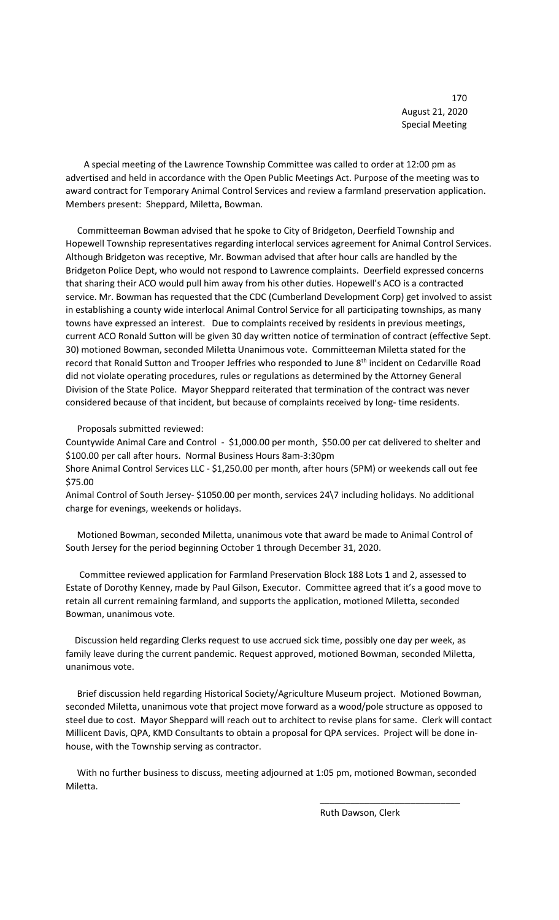August 21, 2020
Special Meeting

A special meeting of the Lawrence Township Committee was called to order at 12:00 pm as advertised and held in accordance with the Open Public Meetings Act. Purpose of the meeting was to award contract for Temporary Animal Control Services and review a farmland preservation application. Members present: Sheppard, Miletta, Bowman.

Committeeman Bowman advised that he spoke to City of Bridgeton, Deerfield Township and Hopewell Township representatives regarding interlocal services agreement for Animal Control Services. Although Bridgeton was receptive, Mr. Bowman advised that after hour calls are handled by the Bridgeton Police Dept, who would not respond to Lawrence complaints. Deerfield expressed concerns that sharing their ACO would pull him away from his other duties. Hopewell's ACO is a contracted service. Mr. Bowman has requested that the CDC (Cumberland Development Corp) get involved to assist in establishing a county wide interlocal Animal Control Service for all participating townships, as many towns have expressed an interest. Due to complaints received by residents in previous meetings, current ACO Ronald Sutton will be given 30 day written notice of termination of contract (effective Sept. 30) motioned Bowman, seconded Miletta Unanimous vote. Committeeman Miletta stated for the record that Ronald Sutton and Trooper Jeffries who responded to June 8th incident on Cedarville Road did not violate operating procedures, rules or regulations as determined by the Attorney General Division of the State Police. Mayor Sheppard reiterated that termination of the contract was never considered because of that incident, but because of complaints received by long- time residents.

Proposals submitted reviewed:

Countywide Animal Care and Control - $1,000.00 per month, $50.00 per cat delivered to shelter and $100.00 per call after hours. Normal Business Hours 8am-3:30pm

Shore Animal Control Services LLC - $1,250.00 per month, after hours (5PM) or weekends call out fee $75.00

Animal Control of South Jersey- $1050.00 per month, services 24\7 including holidays. No additional charge for evenings, weekends or holidays.

Motioned Bowman, seconded Miletta, unanimous vote that award be made to Animal Control of South Jersey for the period beginning October 1 through December 31, 2020.

Committee reviewed application for Farmland Preservation Block 188 Lots 1 and 2, assessed to Estate of Dorothy Kenney, made by Paul Gilson, Executor. Committee agreed that it's a good move to retain all current remaining farmland, and supports the application, motioned Miletta, seconded Bowman, unanimous vote.

Discussion held regarding Clerks request to use accrued sick time, possibly one day per week, as family leave during the current pandemic. Request approved, motioned Bowman, seconded Miletta, unanimous vote.

Brief discussion held regarding Historical Society/Agriculture Museum project. Motioned Bowman, seconded Miletta, unanimous vote that project move forward as a wood/pole structure as opposed to steel due to cost. Mayor Sheppard will reach out to architect to revise plans for same. Clerk will contact Millicent Davis, QPA, KMD Consultants to obtain a proposal for QPA services. Project will be done in-house, with the Township serving as contractor.

With no further business to discuss, meeting adjourned at 1:05 pm, motioned Bowman, seconded Miletta.

\_\_\_\_\_\_\_\_\_\_\_\_\_\_\_\_\_\_\_\_\_\_\_\_\_\_\_\_

Ruth Dawson, Clerk